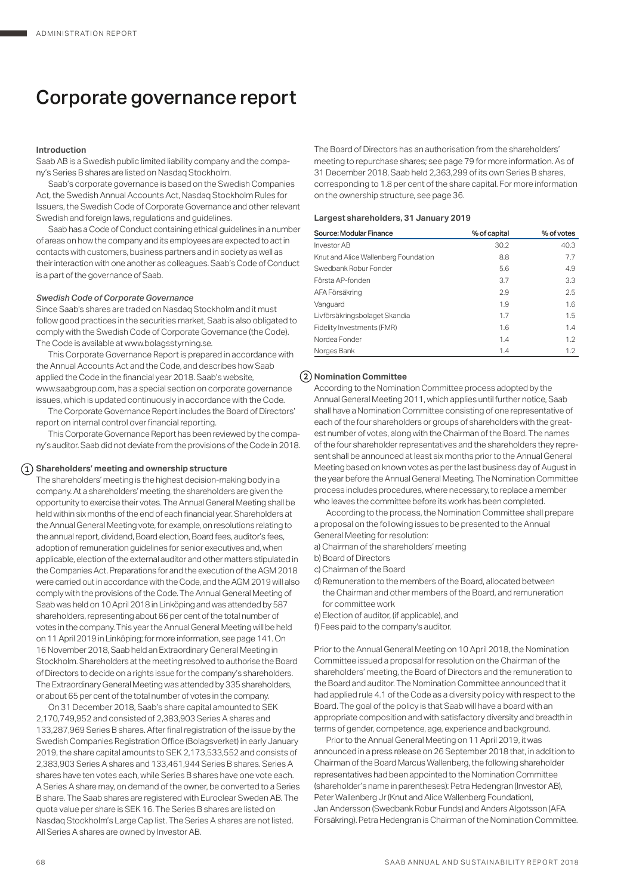# Corporate governance report

### Introduction

Saab AB is a Swedish public limited liability company and the company's Series B shares are listed on Nasdaq Stockholm.

Saab's corporate governance is based on the Swedish Companies Act, the Swedish Annual Accounts Act, Nasdaq Stockholm Rules for Issuers, the Swedish Code of Corporate Governance and other relevant Swedish and foreign laws, regulations and guidelines.

Saab has a Code of Conduct containing ethical guidelines in a number of areas on how the company and its employees are expected to act in contacts with customers, business partners and in society as well as their interaction with one another as colleagues. Saab's Code of Conduct is a part of the governance of Saab.

#### *Swedish Code of Corporate Governance*

Since Saab's shares are traded on Nasdaq Stockholm and it must follow good practices in the securities market, Saab is also obligated to comply with the Swedish Code of Corporate Governance (the Code). The Code is available at www.bolagsstyrning.se.

This Corporate Governance Report is prepared in accordance with the Annual Accounts Act and the Code, and describes how Saab applied the Code in the financial year 2018. Saab's website, www.saabgroup.com, has a special section on corporate governance issues, which is updated continuously in accordance with the Code.

The Corporate Governance Report includes the Board of Directors' report on internal control over financial reporting.

This Corporate Governance Report has been reviewed by the company's auditor. Saab did not deviate from the provisions of the Code in 2018.

### 1 Shareholders' meeting and ownership structure

The shareholders' meeting is the highest decision-making body in a company. At a shareholders' meeting, the shareholders are given the opportunity to exercise their votes. The Annual General Meeting shall be held within six months of the end of each financial year. Shareholders at the Annual General Meeting vote, for example, on resolutions relating to the annual report, dividend, Board election, Board fees, auditor's fees, adoption of remuneration guidelines for senior executives and, when applicable, election of the external auditor and other matters stipulated in the Companies Act. Preparations for and the execution of the AGM 2018 were carried out in accordance with the Code, and the AGM 2019 will also comply with the provisions of the Code. The Annual General Meeting of Saab was held on 10 April 2018 in Linköping and was attended by 587 shareholders, representing about 66 per cent of the total number of votes in the company. This year the Annual General Meeting will be held on 11 April 2019 in Linköping; for more information, see page 141. On 16 November 2018, Saab held an Extraordinary General Meeting in Stockholm. Shareholders at the meeting resolved to authorise the Board of Directors to decide on a rights issue for the company's shareholders. The Extraordinary General Meeting was attended by 335 shareholders, or about 65 per cent of the total number of votes in the company.

On 31 December 2018, Saab's share capital amounted to SEK 2,170,749,952 and consisted of 2,383,903 Series A shares and 133,287,969 Series B shares. After final registration of the issue by the Swedish Companies Registration Office (Bolagsverket) in early January 2019, the share capital amounts to SEK 2,173,533,552 and consists of 2,383,903 Series A shares and 133,461,944 Series B shares. Series A shares have ten votes each, while Series B shares have one vote each. A Series A share may, on demand of the owner, be converted to a Series B share. The Saab shares are registered with Euroclear Sweden AB. The quota value per share is SEK 16. The Series B shares are listed on Nasdaq Stockholm's Large Cap list. The Series A shares are not listed. All Series A shares are owned by Investor AB.

The Board of Directors has an authorisation from the shareholders' meeting to repurchase shares; see page 79 for more information. As of 31 December 2018, Saab held 2,363,299 of its own Series B shares, corresponding to 1.8 per cent of the share capital. For more information on the ownership structure, see page 36.

#### Largest shareholders, 31 January 2019

| Source: Modular Finance | % of capital | % of votes |
|---|---|---|
| Investor AB | 30.2 | 40.3 |
| Knut and Alice Wallenberg Foundation | 8.8 | 7.7 |
| Swedbank Robur Fonder | 5.6 | 4.9 |
| Första AP-fonden | 3.7 | 3.3 |
| AFA Försäkring | 2.9 | 2.5 |
| Vanguard | 1.9 | 1.6 |
| Livförsäkringsbolaget Skandia | 1.7 | 1.5 |
| Fidelity Investments (FMR) | 1.6 | 1.4 |
| Nordea Fonder | 1.4 | 1.2 |
| Norges Bank | 1.4 | 1.2 |

### 2 Nomination Committee

According to the Nomination Committee process adopted by the Annual General Meeting 2011, which applies until further notice, Saab shall have a Nomination Committee consisting of one representative of each of the four shareholders or groups of shareholders with the greatest number of votes, along with the Chairman of the Board. The names of the four shareholder representatives and the shareholders they represent shall be announced at least six months prior to the Annual General Meeting based on known votes as per the last business day of August in the year before the Annual General Meeting. The Nomination Committee process includes procedures, where necessary, to replace a member who leaves the committee before its work has been completed.

According to the process, the Nomination Committee shall prepare a proposal on the following issues to be presented to the Annual General Meeting for resolution:

a) Chairman of the shareholders' meeting
b) Board of Directors
c) Chairman of the Board
d) Remuneration to the members of the Board, allocated between the Chairman and other members of the Board, and remuneration for committee work
e) Election of auditor, (if applicable), and
f) Fees paid to the company's auditor.

Prior to the Annual General Meeting on 10 April 2018, the Nomination Committee issued a proposal for resolution on the Chairman of the shareholders' meeting, the Board of Directors and the remuneration to the Board and auditor. The Nomination Committee announced that it had applied rule 4.1 of the Code as a diversity policy with respect to the Board. The goal of the policy is that Saab will have a board with an appropriate composition and with satisfactory diversity and breadth in terms of gender, competence, age, experience and background.

Prior to the Annual General Meeting on 11 April 2019, it was announced in a press release on 26 September 2018 that, in addition to Chairman of the Board Marcus Wallenberg, the following shareholder representatives had been appointed to the Nomination Committee (shareholder's name in parentheses): Petra Hedengran (Investor AB), Peter Wallenberg Jr (Knut and Alice Wallenberg Foundation), Jan Andersson (Swedbank Robur Funds) and Anders Algotsson (AFA Försäkring). Petra Hedengran is Chairman of the Nomination Committee.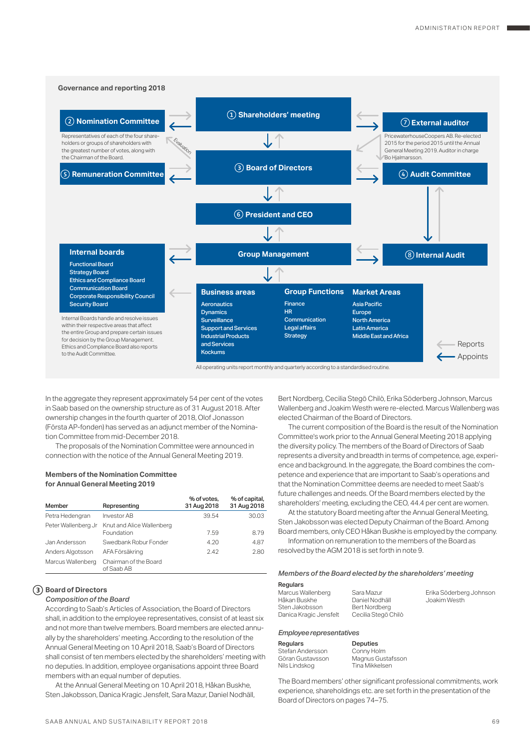## Governance and reporting 2018

① **Shareholders' meeting**

② **Nomination Committee**

Representatives of each of the four shareholders or groups of shareholders with the greatest number of votes, along with the Chairman of the Board.

⑦ **External auditor**

PricewaterhouseCoopers AB. Re-elected 2015 for the period 2015 until the Annual General Meeting 2019. Auditor in charge Bo Hjalmarsson.

Evaluation

③ **Board of Directors**

⑤ **Remuneration Committee**

④ **Audit Committee**

⑥ **President and CEO**

**Group Management**

⑧ **Internal Audit**

**Internal boards**

- Functional Board
- Strategy Board
- Ethics and Compliance Board
- Communication Board
- Corporate Responsibility Council
- Security Board

Internal Boards handle and resolve issues within their respective areas that affect the entire Group and prepare certain issues for decision by the Group Management. Ethics and Compliance Board also reports to the Audit Committee.

**Business areas**

- Aeronautics
- Dynamics
- Surveillance
- Support and Services
- Industrial Products and Services
- Kockums

**Group Functions**

- Finance
- HR
- Communication
- Legal affairs
- Strategy

**Market Areas**

- Asia Pacific
- Europe
- North America
- Latin America
- Middle East and Africa

Reports
Appoints

All operating units report monthly and quarterly according to a standardised routine.

In the aggregate they represent approximately 54 per cent of the votes in Saab based on the ownership structure as of 31 August 2018. After ownership changes in the fourth quarter of 2018, Olof Jonasson (Första AP-fonden) has served as an adjunct member of the Nomination Committee from mid-December 2018.

The proposals of the Nomination Committee were announced in connection with the notice of the Annual General Meeting 2019.

**Members of the Nomination Committee for Annual General Meeting 2019**

| Member | Representing | % of votes, 31 Aug 2018 | % of capital, 31 Aug 2018 |
|---|---|---|---|
| Petra Hedengran | Investor AB | 39.54 | 30.03 |
| Peter Wallenberg Jr | Knut and Alice Wallenberg Foundation | 7.59 | 8.79 |
| Jan Andersson | Swedbank Robur Fonder | 4.20 | 4.87 |
| Anders Algotsson | AFA Försäkring | 2.42 | 2.80 |
| Marcus Wallenberg | Chairman of the Board of Saab AB | | |

### ③ Board of Directors

*Composition of the Board*

According to Saab's Articles of Association, the Board of Directors shall, in addition to the employee representatives, consist of at least six and not more than twelve members. Board members are elected annually by the shareholders' meeting. According to the resolution of the Annual General Meeting on 10 April 2018, Saab's Board of Directors shall consist of ten members elected by the shareholders' meeting with no deputies. In addition, employee organisations appoint three Board members with an equal number of deputies.

At the Annual General Meeting on 10 April 2018, Håkan Buskhe, Sten Jakobsson, Danica Kragic Jensfelt, Sara Mazur, Daniel Nodhäll, Bert Nordberg, Cecilia Stegö Chilò, Erika Söderberg Johnson, Marcus Wallenberg and Joakim Westh were re-elected. Marcus Wallenberg was elected Chairman of the Board of Directors.

The current composition of the Board is the result of the Nomination Committee's work prior to the Annual General Meeting 2018 applying the diversity policy. The members of the Board of Directors of Saab represents a diversity and breadth in terms of competence, age, experience and background. In the aggregate, the Board combines the competence and experience that are important to Saab's operations and that the Nomination Committee deems are needed to meet Saab's future challenges and needs. Of the Board members elected by the shareholders' meeting, excluding the CEO, 44.4 per cent are women.

At the statutory Board meeting after the Annual General Meeting, Sten Jakobsson was elected Deputy Chairman of the Board. Among Board members, only CEO Håkan Buskhe is employed by the company.

Information on remuneration to the members of the Board as resolved by the AGM 2018 is set forth in note 9.

*Members of the Board elected by the shareholders' meeting*

**Regulars**

- Marcus Wallenberg
- Håkan Buskhe
- Sten Jakobsson
- Danica Kragic Jensfelt
- Sara Mazur
- Daniel Nodhäll
- Bert Nordberg
- Cecilia Stegö Chilò
- Erika Söderberg Johnson
- Joakim Westh

*Employee representatives*

| Regulars | Deputies |
|---|---|
| Stefan Andersson | Conny Holm |
| Göran Gustavsson | Magnus Gustafsson |
| Nils Lindskog | Tina Mikkelsen |

The Board members' other significant professional commitments, work experience, shareholdings etc. are set forth in the presentation of the Board of Directors on pages 74–75.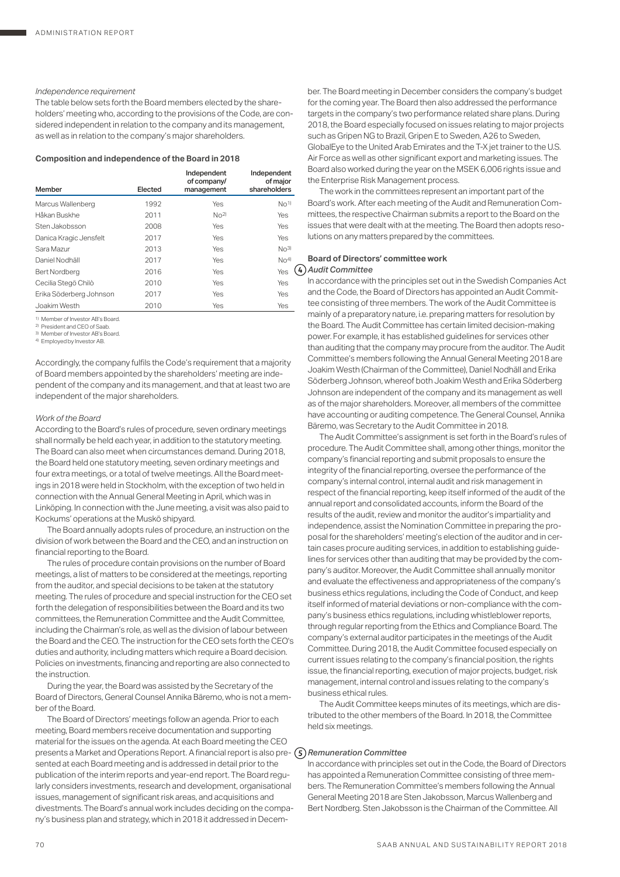#### *Independence requirement*

The table below sets forth the Board members elected by the shareholders' meeting who, according to the provisions of the Code, are considered independent in relation to the company and its management, as well as in relation to the company's major shareholders.

**Composition and independence of the Board in 2018**

| Member | Elected | Independent of company/ management | Independent of major shareholders |
|---|---|---|---|
| Marcus Wallenberg | 1992 | Yes | No[1] |
| Håkan Buskhe | 2011 | No[2] | Yes |
| Sten Jakobsson | 2008 | Yes | Yes |
| Danica Kragic Jensfelt | 2017 | Yes | Yes |
| Sara Mazur | 2013 | Yes | No[3] |
| Daniel Nodhäll | 2017 | Yes | No[4] |
| Bert Nordberg | 2016 | Yes | Yes |
| Cecilia Stegö Chilò | 2010 | Yes | Yes |
| Erika Söderberg Johnson | 2017 | Yes | Yes |
| Joakim Westh | 2010 | Yes | Yes |

1) Member of Investor AB's Board.
2) President and CEO of Saab.
3) Member of Investor AB's Board.
4) Employed by Investor AB.

Accordingly, the company fulfils the Code's requirement that a majority of Board members appointed by the shareholders' meeting are independent of the company and its management, and that at least two are independent of the major shareholders.

#### *Work of the Board*

According to the Board's rules of procedure, seven ordinary meetings shall normally be held each year, in addition to the statutory meeting. The Board can also meet when circumstances demand. During 2018, the Board held one statutory meeting, seven ordinary meetings and four extra meetings, or a total of twelve meetings. All the Board meetings in 2018 were held in Stockholm, with the exception of two held in connection with the Annual General Meeting in April, which was in Linköping. In connection with the June meeting, a visit was also paid to Kockums' operations at the Muskö shipyard.

The Board annually adopts rules of procedure, an instruction on the division of work between the Board and the CEO, and an instruction on financial reporting to the Board.

The rules of procedure contain provisions on the number of Board meetings, a list of matters to be considered at the meetings, reporting from the auditor, and special decisions to be taken at the statutory meeting. The rules of procedure and special instruction for the CEO set forth the delegation of responsibilities between the Board and its two committees, the Remuneration Committee and the Audit Committee, including the Chairman's role, as well as the division of labour between the Board and the CEO. The instruction for the CEO sets forth the CEO's duties and authority, including matters which require a Board decision. Policies on investments, financing and reporting are also connected to the instruction.

During the year, the Board was assisted by the Secretary of the Board of Directors, General Counsel Annika Bäremo, who is not a member of the Board.

The Board of Directors' meetings follow an agenda. Prior to each meeting, Board members receive documentation and supporting material for the issues on the agenda. At each Board meeting the CEO presents a Market and Operations Report. A financial report is also presented at each Board meeting and is addressed in detail prior to the publication of the interim reports and year-end report. The Board regularly considers investments, research and development, organisational issues, management of significant risk areas, and acquisitions and divestments. The Board's annual work includes deciding on the company's business plan and strategy, which in 2018 it addressed in December. The Board meeting in December considers the company's budget for the coming year. The Board then also addressed the performance targets in the company's two performance related share plans. During 2018, the Board especially focused on issues relating to major projects such as Gripen NG to Brazil, Gripen E to Sweden, A26 to Sweden, GlobalEye to the United Arab Emirates and the T-X jet trainer to the U.S. Air Force as well as other significant export and marketing issues. The Board also worked during the year on the MSEK 6,006 rights issue and the Enterprise Risk Management process.

The work in the committees represent an important part of the Board's work. After each meeting of the Audit and Remuneration Committees, the respective Chairman submits a report to the Board on the issues that were dealt with at the meeting. The Board then adopts resolutions on any matters prepared by the committees.

### Board of Directors' committee work

#### (4) *Audit Committee*

In accordance with the principles set out in the Swedish Companies Act and the Code, the Board of Directors has appointed an Audit Committee consisting of three members. The work of the Audit Committee is mainly of a preparatory nature, i.e. preparing matters for resolution by the Board. The Audit Committee has certain limited decision-making power. For example, it has established guidelines for services other than auditing that the company may procure from the auditor. The Audit Committee's members following the Annual General Meeting 2018 are Joakim Westh (Chairman of the Committee), Daniel Nodhäll and Erika Söderberg Johnson, whereof both Joakim Westh and Erika Söderberg Johnson are independent of the company and its management as well as of the major shareholders. Moreover, all members of the committee have accounting or auditing competence. The General Counsel, Annika Bäremo, was Secretary to the Audit Committee in 2018.

The Audit Committee's assignment is set forth in the Board's rules of procedure. The Audit Committee shall, among other things, monitor the company's financial reporting and submit proposals to ensure the integrity of the financial reporting, oversee the performance of the company's internal control, internal audit and risk management in respect of the financial reporting, keep itself informed of the audit of the annual report and consolidated accounts, inform the Board of the results of the audit, review and monitor the auditor's impartiality and independence, assist the Nomination Committee in preparing the proposal for the shareholders' meeting's election of the auditor and in certain cases procure auditing services, in addition to establishing guidelines for services other than auditing that may be provided by the company's auditor. Moreover, the Audit Committee shall annually monitor and evaluate the effectiveness and appropriateness of the company's business ethics regulations, including the Code of Conduct, and keep itself informed of material deviations or non-compliance with the company's business ethics regulations, including whistleblower reports, through regular reporting from the Ethics and Compliance Board. The company's external auditor participates in the meetings of the Audit Committee. During 2018, the Audit Committee focused especially on current issues relating to the company's financial position, the rights issue, the financial reporting, execution of major projects, budget, risk management, internal control and issues relating to the company's business ethical rules.

The Audit Committee keeps minutes of its meetings, which are distributed to the other members of the Board. In 2018, the Committee held six meetings.

#### (5) *Remuneration Committee*

In accordance with principles set out in the Code, the Board of Directors has appointed a Remuneration Committee consisting of three members. The Remuneration Committee's members following the Annual General Meeting 2018 are Sten Jakobsson, Marcus Wallenberg and Bert Nordberg. Sten Jakobsson is the Chairman of the Committee. All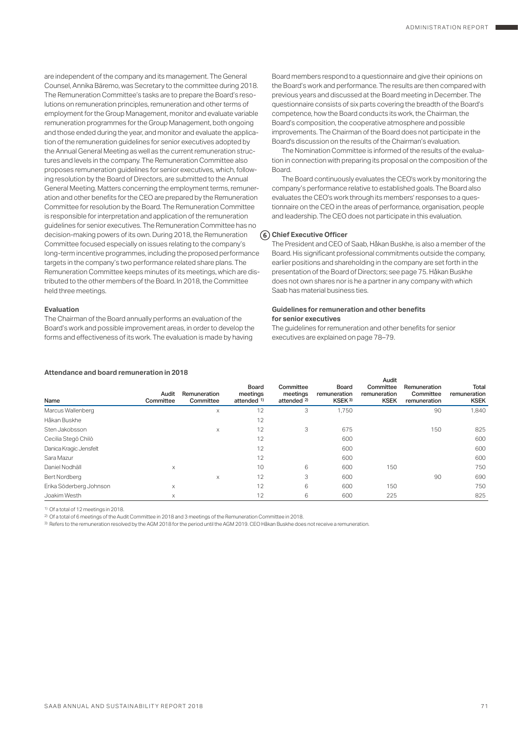are independent of the company and its management. The General Counsel, Annika Bäremo, was Secretary to the committee during 2018. The Remuneration Committee's tasks are to prepare the Board's resolutions on remuneration principles, remuneration and other terms of employment for the Group Management, monitor and evaluate variable remuneration programmes for the Group Management, both ongoing and those ended during the year, and monitor and evaluate the application of the remuneration guidelines for senior executives adopted by the Annual General Meeting as well as the current remuneration structures and levels in the company. The Remuneration Committee also proposes remuneration guidelines for senior executives, which, following resolution by the Board of Directors, are submitted to the Annual General Meeting. Matters concerning the employment terms, remuneration and other benefits for the CEO are prepared by the Remuneration Committee for resolution by the Board. The Remuneration Committee is responsible for interpretation and application of the remuneration guidelines for senior executives. The Remuneration Committee has no decision-making powers of its own. During 2018, the Remuneration Committee focused especially on issues relating to the company's long-term incentive programmes, including the proposed performance targets in the company's two performance related share plans. The Remuneration Committee keeps minutes of its meetings, which are distributed to the other members of the Board. In 2018, the Committee held three meetings.

**Evaluation**

The Chairman of the Board annually performs an evaluation of the Board's work and possible improvement areas, in order to develop the forms and effectiveness of its work. The evaluation is made by having Board members respond to a questionnaire and give their opinions on the Board's work and performance. The results are then compared with previous years and discussed at the Board meeting in December. The questionnaire consists of six parts covering the breadth of the Board's competence, how the Board conducts its work, the Chairman, the Board's composition, the cooperative atmosphere and possible improvements. The Chairman of the Board does not participate in the Board's discussion on the results of the Chairman's evaluation.

The Nomination Committee is informed of the results of the evaluation in connection with preparing its proposal on the composition of the Board.

The Board continuously evaluates the CEO's work by monitoring the company's performance relative to established goals. The Board also evaluates the CEO's work through its members' responses to a questionnaire on the CEO in the areas of performance, organisation, people and leadership. The CEO does not participate in this evaluation.

**6 Chief Executive Officer**

The President and CEO of Saab, Håkan Buskhe, is also a member of the Board. His significant professional commitments outside the company, earlier positions and shareholding in the company are set forth in the presentation of the Board of Directors; see page 75. Håkan Buskhe does not own shares nor is he a partner in any company with which Saab has material business ties.

**Guidelines for remuneration and other benefits for senior executives**

The guidelines for remuneration and other benefits for senior executives are explained on page 78–79.

**Attendance and board remuneration in 2018**

| Name | Audit Committee | Remuneration Committee | Board meetings attended [1] | Committee meetings attended [2] | Board remuneration KSEK [3] | Audit Committee remuneration KSEK | Remuneration Committee remuneration | Total remuneration KSEK |
|---|---|---|---|---|---|---|---|---|
| Marcus Wallenberg | | x | 12 | 3 | 1,750 | | 90 | 1,840 |
| Håkan Buskhe | | | 12 | | | | | |
| Sten Jakobsson | | x | 12 | 3 | 675 | | 150 | 825 |
| Cecilia Stegö Chilò | | | 12 | | 600 | | | 600 |
| Danica Kragic Jensfelt | | | 12 | | 600 | | | 600 |
| Sara Mazur | | | 12 | | 600 | | | 600 |
| Daniel Nodhäll | x | | 10 | 6 | 600 | 150 | | 750 |
| Bert Nordberg | | x | 12 | 3 | 600 | | 90 | 690 |
| Erika Söderberg Johnson | x | | 12 | 6 | 600 | 150 | | 750 |
| Joakim Westh | x | | 12 | 6 | 600 | 225 | | 825 |

[1] Of a total of 12 meetings in 2018.

[2] Of a total of 6 meetings of the Audit Committee in 2018 and 3 meetings of the Remuneration Committee in 2018.

[3] Refers to the remuneration resolved by the AGM 2018 for the period until the AGM 2019. CEO Håkan Buskhe does not receive a remuneration.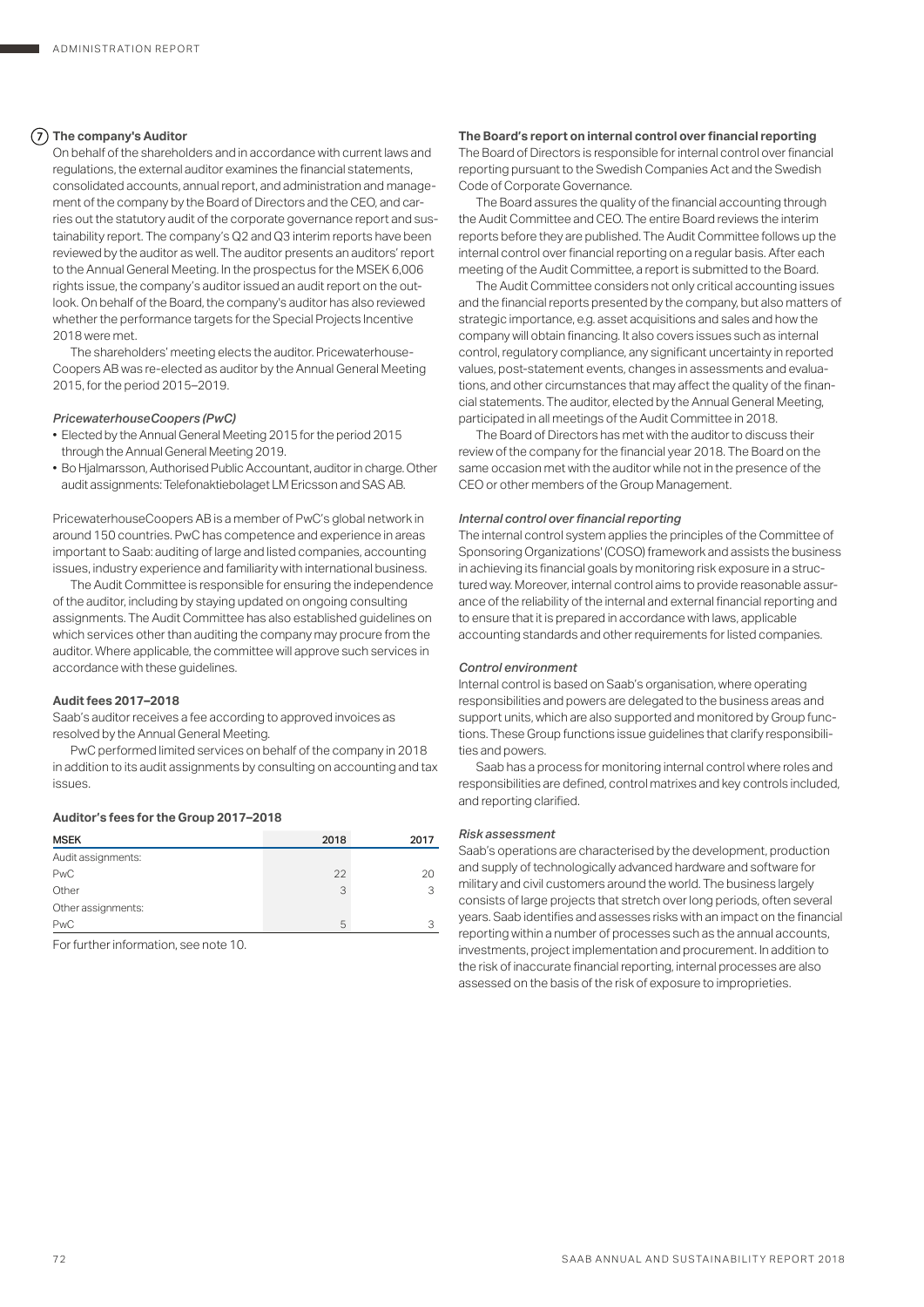## 7 The company's Auditor

On behalf of the shareholders and in accordance with current laws and regulations, the external auditor examines the financial statements, consolidated accounts, annual report, and administration and management of the company by the Board of Directors and the CEO, and carries out the statutory audit of the corporate governance report and sustainability report. The company's Q2 and Q3 interim reports have been reviewed by the auditor as well. The auditor presents an auditors' report to the Annual General Meeting. In the prospectus for the MSEK 6,006 rights issue, the company's auditor issued an audit report on the outlook. On behalf of the Board, the company's auditor has also reviewed whether the performance targets for the Special Projects Incentive 2018 were met.

The shareholders' meeting elects the auditor. PricewaterhouseCoopers AB was re-elected as auditor by the Annual General Meeting 2015, for the period 2015–2019.

*PricewaterhouseCoopers (PwC)*

- Elected by the Annual General Meeting 2015 for the period 2015 through the Annual General Meeting 2019.
- Bo Hjalmarsson, Authorised Public Accountant, auditor in charge. Other audit assignments: Telefonaktiebolaget LM Ericsson and SAS AB.

PricewaterhouseCoopers AB is a member of PwC's global network in around 150 countries. PwC has competence and experience in areas important to Saab: auditing of large and listed companies, accounting issues, industry experience and familiarity with international business.

The Audit Committee is responsible for ensuring the independence of the auditor, including by staying updated on ongoing consulting assignments. The Audit Committee has also established guidelines on which services other than auditing the company may procure from the auditor. Where applicable, the committee will approve such services in accordance with these guidelines.

### Audit fees 2017–2018

Saab's auditor receives a fee according to approved invoices as resolved by the Annual General Meeting.

PwC performed limited services on behalf of the company in 2018 in addition to its audit assignments by consulting on accounting and tax issues.

**Auditor's fees for the Group 2017–2018**

| MSEK | 2018 | 2017 |
|---|---|---|
| Audit assignments: | | |
| PwC | 22 | 20 |
| Other | 3 | 3 |
| Other assignments: | | |
| PwC | 5 | 3 |

For further information, see note 10.

### The Board's report on internal control over financial reporting

The Board of Directors is responsible for internal control over financial reporting pursuant to the Swedish Companies Act and the Swedish Code of Corporate Governance.

The Board assures the quality of the financial accounting through the Audit Committee and CEO. The entire Board reviews the interim reports before they are published. The Audit Committee follows up the internal control over financial reporting on a regular basis. After each meeting of the Audit Committee, a report is submitted to the Board.

The Audit Committee considers not only critical accounting issues and the financial reports presented by the company, but also matters of strategic importance, e.g. asset acquisitions and sales and how the company will obtain financing. It also covers issues such as internal control, regulatory compliance, any significant uncertainty in reported values, post-statement events, changes in assessments and evaluations, and other circumstances that may affect the quality of the financial statements. The auditor, elected by the Annual General Meeting, participated in all meetings of the Audit Committee in 2018.

The Board of Directors has met with the auditor to discuss their review of the company for the financial year 2018. The Board on the same occasion met with the auditor while not in the presence of the CEO or other members of the Group Management.

*Internal control over financial reporting*

The internal control system applies the principles of the Committee of Sponsoring Organizations' (COSO) framework and assists the business in achieving its financial goals by monitoring risk exposure in a structured way. Moreover, internal control aims to provide reasonable assurance of the reliability of the internal and external financial reporting and to ensure that it is prepared in accordance with laws, applicable accounting standards and other requirements for listed companies.

*Control environment*

Internal control is based on Saab's organisation, where operating responsibilities and powers are delegated to the business areas and support units, which are also supported and monitored by Group functions. These Group functions issue guidelines that clarify responsibilities and powers.

Saab has a process for monitoring internal control where roles and responsibilities are defined, control matrixes and key controls included, and reporting clarified.

*Risk assessment*

Saab's operations are characterised by the development, production and supply of technologically advanced hardware and software for military and civil customers around the world. The business largely consists of large projects that stretch over long periods, often several years. Saab identifies and assesses risks with an impact on the financial reporting within a number of processes such as the annual accounts, investments, project implementation and procurement. In addition to the risk of inaccurate financial reporting, internal processes are also assessed on the basis of the risk of exposure to improprieties.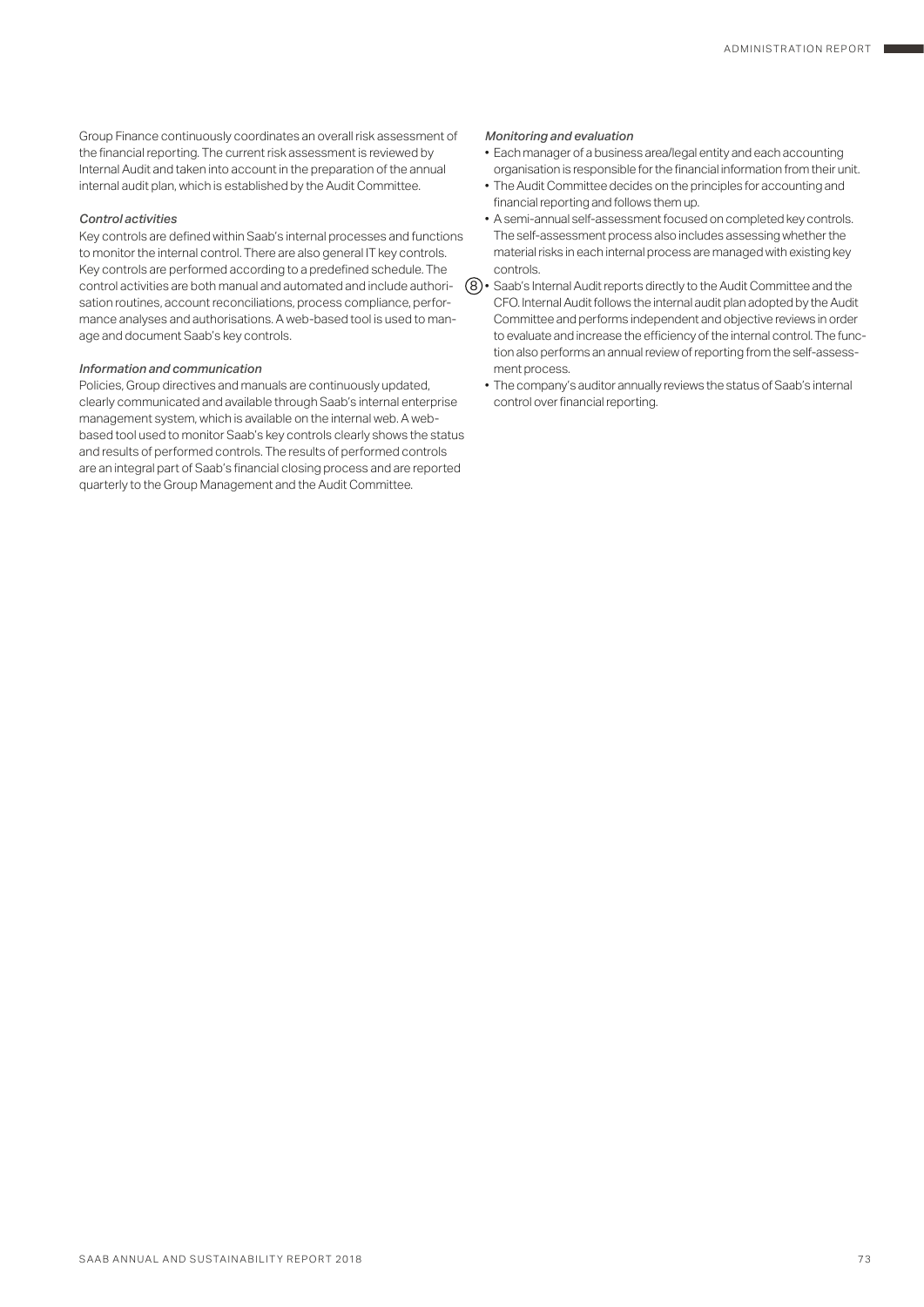Group Finance continuously coordinates an overall risk assessment of the financial reporting. The current risk assessment is reviewed by Internal Audit and taken into account in the preparation of the annual internal audit plan, which is established by the Audit Committee.

*Control activities*

Key controls are defined within Saab's internal processes and functions to monitor the internal control. There are also general IT key controls. Key controls are performed according to a predefined schedule. The control activities are both manual and automated and include authorisation routines, account reconciliations, process compliance, performance analyses and authorisations. A web-based tool is used to manage and document Saab's key controls.

*Information and communication*

Policies, Group directives and manuals are continuously updated, clearly communicated and available through Saab's internal enterprise management system, which is available on the internal web. A web-based tool used to monitor Saab's key controls clearly shows the status and results of performed controls. The results of performed controls are an integral part of Saab's financial closing process and are reported quarterly to the Group Management and the Audit Committee.

*Monitoring and evaluation*

- Each manager of a business area/legal entity and each accounting organisation is responsible for the financial information from their unit.
- The Audit Committee decides on the principles for accounting and financial reporting and follows them up.
- A semi-annual self-assessment focused on completed key controls. The self-assessment process also includes assessing whether the material risks in each internal process are managed with existing key controls.
- (8) Saab's Internal Audit reports directly to the Audit Committee and the CFO. Internal Audit follows the internal audit plan adopted by the Audit Committee and performs independent and objective reviews in order to evaluate and increase the efficiency of the internal control. The function also performs an annual review of reporting from the self-assessment process.
- The company's auditor annually reviews the status of Saab's internal control over financial reporting.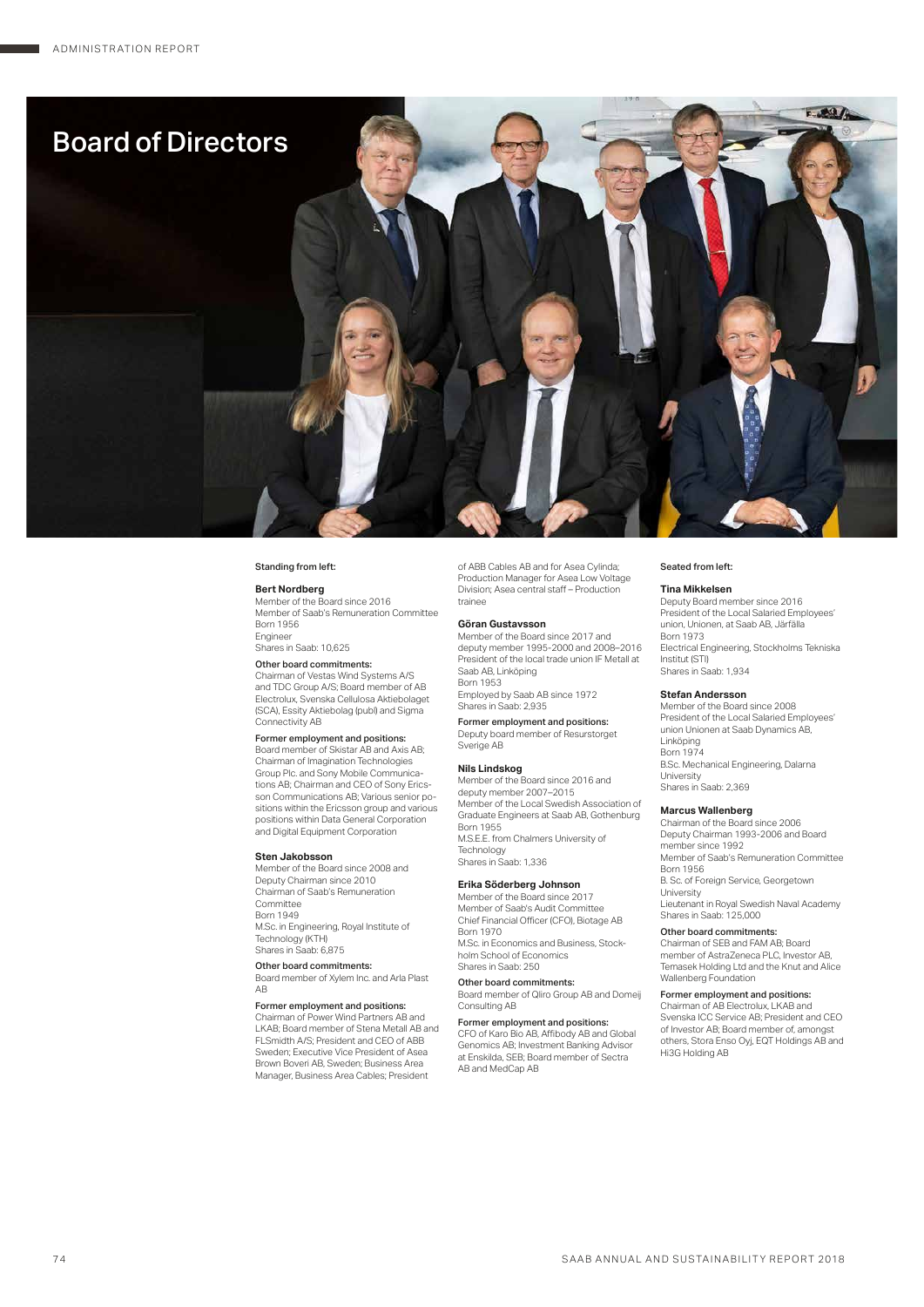# Board of Directors

**Standing from left:**

### Bert Nordberg

Member of the Board since 2016
Member of Saab's Remuneration Committee
Born 1956
Engineer
Shares in Saab: 10,625

**Other board commitments:**
Chairman of Vestas Wind Systems A/S and TDC Group A/S; Board member of AB Electrolux, Svenska Cellulosa Aktiebolaget (SCA), Essity Aktiebolag (publ) and Sigma Connectivity AB

**Former employment and positions:**
Board member of Skistar AB and Axis AB; Chairman of Imagination Technologies Group Plc. and Sony Mobile Communications AB; Chairman and CEO of Sony Ericsson Communications AB; Various senior positions within the Ericsson group and various positions within Data General Corporation and Digital Equipment Corporation

### Sten Jakobsson

Member of the Board since 2008 and Deputy Chairman since 2010
Chairman of Saab's Remuneration Committee
Born 1949
M.Sc. in Engineering, Royal Institute of Technology (KTH)
Shares in Saab: 6,875

**Other board commitments:**
Board member of Xylem Inc. and Arla Plast AB

**Former employment and positions:**
Chairman of Power Wind Partners AB and LKAB; Board member of Stena Metall AB and FLSmidth A/S; President and CEO of ABB Sweden; Executive Vice President of Asea Brown Boveri AB, Sweden; Business Area Manager, Business Area Cables; President of ABB Cables AB and for Asea Cylinda; Production Manager for Asea Low Voltage Division; Asea central staff – Production trainee

### Göran Gustavsson

Member of the Board since 2017 and deputy member 1995–2000 and 2008–2016
President of the local trade union IF Metall at Saab AB, Linköping
Born 1953
Employed by Saab AB since 1972
Shares in Saab: 2,935

**Former employment and positions:**
Deputy board member of Resurstorget Sverige AB

### Nils Lindskog

Member of the Board since 2016 and deputy member 2007–2015
Member of the Local Swedish Association of Graduate Engineers at Saab AB, Gothenburg
Born 1955
M.S.E.E. from Chalmers University of Technology
Shares in Saab: 1,336

### Erika Söderberg Johnson

Member of the Board since 2017
Member of Saab's Audit Committee
Chief Financial Officer (CFO), Biotage AB
Born 1970
M.Sc. in Economics and Business, Stockholm School of Economics
Shares in Saab: 250

**Other board commitments:**
Board member of Qliro Group AB and Domeij Consulting AB

**Former employment and positions:**
CFO of Karo Bio AB, Affibody AB and Global Genomics AB; Investment Banking Advisor at Enskilda, SEB; Board member of Sectra AB and MedCap AB

**Seated from left:**

### Tina Mikkelsen

Deputy Board member since 2016
President of the Local Salaried Employees' union, Unionen, at Saab AB, Järfälla
Born 1973
Electrical Engineering, Stockholms Tekniska Institut (STI)
Shares in Saab: 1,934

### Stefan Andersson

Member of the Board since 2008
President of the Local Salaried Employees' union Unionen at Saab Dynamics AB, Linköping
Born 1974
B.Sc. Mechanical Engineering, Dalarna University
Shares in Saab: 2,369

### Marcus Wallenberg

Chairman of the Board since 2006
Deputy Chairman 1993–2006 and Board member since 1992
Member of Saab's Remuneration Committee
Born 1956
B. Sc. of Foreign Service, Georgetown University
Lieutenant in Royal Swedish Naval Academy
Shares in Saab: 125,000

**Other board commitments:**
Chairman of SEB and FAM AB; Board member of AstraZeneca PLC, Investor AB, Temasek Holding Ltd and the Knut and Alice Wallenberg Foundation

**Former employment and positions:**
Chairman of AB Electrolux, LKAB and Svenska ICC Service AB; President and CEO of Investor AB; Board member of, amongst others, Stora Enso Oyj, EQT Holdings AB and Hi3G Holding AB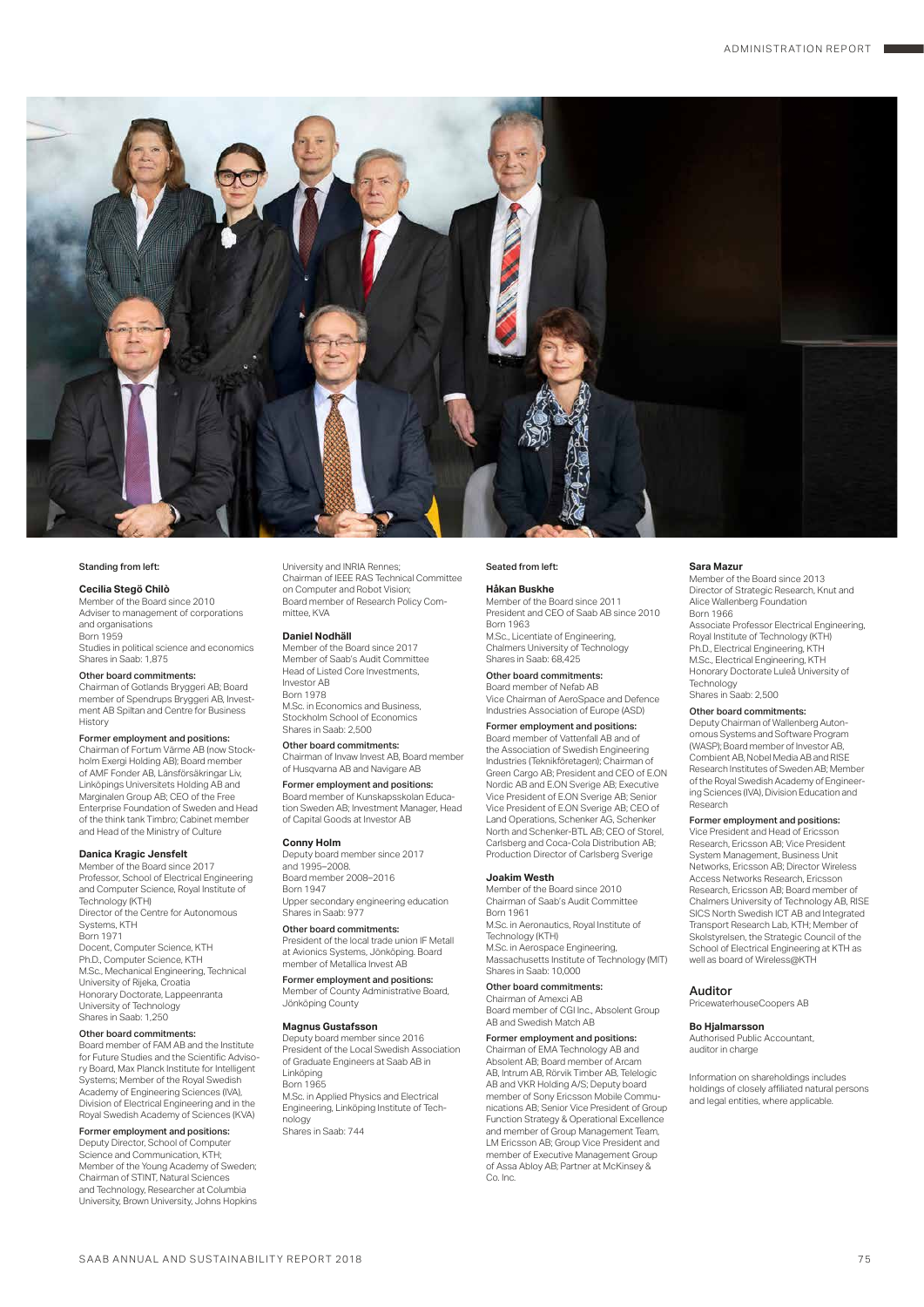**Standing from left:**

### Cecilia Stegö Chilò

Member of the Board since 2010
Adviser to management of corporations and organisations
Born 1959
Studies in political science and economics
Shares in Saab: 1,875

**Other board commitments:**
Chairman of Gotlands Bryggeri AB; Board member of Spendrups Bryggeri AB, Investment AB Spiltan and Centre for Business History

**Former employment and positions:**
Chairman of Fortum Värme AB (now Stockholm Exergi Holding AB); Board member of AMF Fonder AB, Länsförsäkringar Liv, Linköpings Universitets Holding AB and Marginalen Group AB; CEO of the Free Enterprise Foundation of Sweden and Head of the think tank Timbro; Cabinet member and Head of the Ministry of Culture

### Danica Kragic Jensfelt

Member of the Board since 2017
Professor, School of Electrical Engineering and Computer Science, Royal Institute of Technology (KTH)
Director of the Centre for Autonomous Systems, KTH
Born 1971
Docent, Computer Science, KTH
Ph.D., Computer Science, KTH
M.Sc., Mechanical Engineering, Technical University of Rijeka, Croatia
Honorary Doctorate, Lappeenranta University of Technology
Shares in Saab: 1,250

**Other board commitments:**
Board member of FAM AB and the Institute for Future Studies and the Scientific Advisory Board, Max Planck Institute for Intelligent Systems; Member of the Royal Swedish Academy of Engineering Sciences (IVA), Division of Electrical Engineering and in the Royal Swedish Academy of Sciences (KVA)

**Former employment and positions:**
Deputy Director, School of Computer Science and Communication, KTH; Member of the Young Academy of Sweden; Chairman of STINT, Natural Sciences and Technology, Researcher at Columbia University, Brown University, Johns Hopkins University and INRIA Rennes; Chairman of IEEE RAS Technical Committee on Computer and Robot Vision; Board member of Research Policy Committee, KVA

### Daniel Nodhäll

Member of the Board since 2017
Member of Saab's Audit Committee
Head of Listed Core Investments, Investor AB
Born 1978
M.Sc. in Economics and Business, Stockholm School of Economics
Shares in Saab: 2,500

**Other board commitments:**
Chairman of Invaw Invest AB, Board member of Husqvarna AB and Navigare AB

**Former employment and positions:**
Board member of Kunskapsskolan Education Sweden AB; Investment Manager, Head of Capital Goods at Investor AB

### Conny Holm

Deputy board member since 2017 and 1995–2008.
Board member 2008–2016
Born 1947
Upper secondary engineering education
Shares in Saab: 977

**Other board commitments:**
President of the local trade union IF Metall at Avionics Systems, Jönköping. Board member of Metallica Invest AB

**Former employment and positions:**
Member of County Administrative Board, Jönköping County

### Magnus Gustafsson

Deputy board member since 2016
President of the Local Swedish Association of Graduate Engineers at Saab AB in Linköping
Born 1965
M.Sc. in Applied Physics and Electrical Engineering, Linköping Institute of Technology
Shares in Saab: 744

**Seated from left:**

### Håkan Buskhe

Member of the Board since 2011
President and CEO of Saab AB since 2010
Born 1963
M.Sc., Licentiate of Engineering, Chalmers University of Technology
Shares in Saab: 68,425

**Other board commitments:**
Board member of Nefab AB
Vice Chairman of AeroSpace and Defence Industries Association of Europe (ASD)

**Former employment and positions:**
Board member of Vattenfall AB and of the Association of Swedish Engineering Industries (Teknikföretagen); Chairman of Green Cargo AB; President and CEO of E.ON Nordic AB and E.ON Sverige AB; Executive Vice President of E.ON Sverige AB; Senior Vice President of E.ON Sverige AB; CEO of Land Operations, Schenker AG, Schenker North and Schenker-BTL AB; CEO of Storel, Carlsberg and Coca-Cola Distribution AB; Production Director of Carlsberg Sverige

### Joakim Westh

Member of the Board since 2010
Chairman of Saab's Audit Committee
Born 1961
M.Sc. in Aeronautics, Royal Institute of Technology (KTH)
M.Sc. in Aerospace Engineering, Massachusetts Institute of Technology (MIT)
Shares in Saab: 10,000

**Other board commitments:**
Chairman of Amexci AB
Board member of CGI Inc., Absolent Group AB and Swedish Match AB

**Former employment and positions:**
Chairman of EMA Technology AB and Absolent AB; Board member of Arcam AB, Intrum AB, Rörvik Timber AB, Telelogic AB and VKR Holding A/S; Deputy board member of Sony Ericsson Mobile Communications AB; Senior Vice President of Group Function Strategy & Operational Excellence and member of Group Management Team, LM Ericsson AB; Group Vice President and member of Executive Management Group of Assa Abloy AB; Partner at McKinsey & Co. Inc.

### Sara Mazur

Member of the Board since 2013
Director of Strategic Research, Knut and Alice Wallenberg Foundation
Born 1966
Associate Professor Electrical Engineering, Royal Institute of Technology (KTH)
Ph.D., Electrical Engineering, KTH
M.Sc., Electrical Engineering, KTH
Honorary Doctorate Luleå University of Technology
Shares in Saab: 2,500

**Other board commitments:**
Deputy Chairman of Wallenberg Autonomous Systems and Software Program (WASP); Board member of Investor AB, Combient AB, Nobel Media AB and RISE Research Institutes of Sweden AB; Member of the Royal Swedish Academy of Engineering Sciences (IVA), Division Education and Research

**Former employment and positions:**
Vice President and Head of Ericsson Research, Ericsson AB; Vice President System Management, Business Unit Networks, Ericsson AB; Director Wireless Access Networks Research, Ericsson Research, Ericsson AB; Board member of Chalmers University of Technology AB, RISE SICS North Swedish ICT AB and Integrated Transport Research Lab, KTH; Member of Skolstyrelsen, the Strategic Council of the School of Electrical Engineering at KTH as well as board of Wireless@KTH

## Auditor

PricewaterhouseCoopers AB

### Bo Hjalmarsson

Authorised Public Accountant, auditor in charge

Information on shareholdings includes holdings of closely affiliated natural persons and legal entities, where applicable.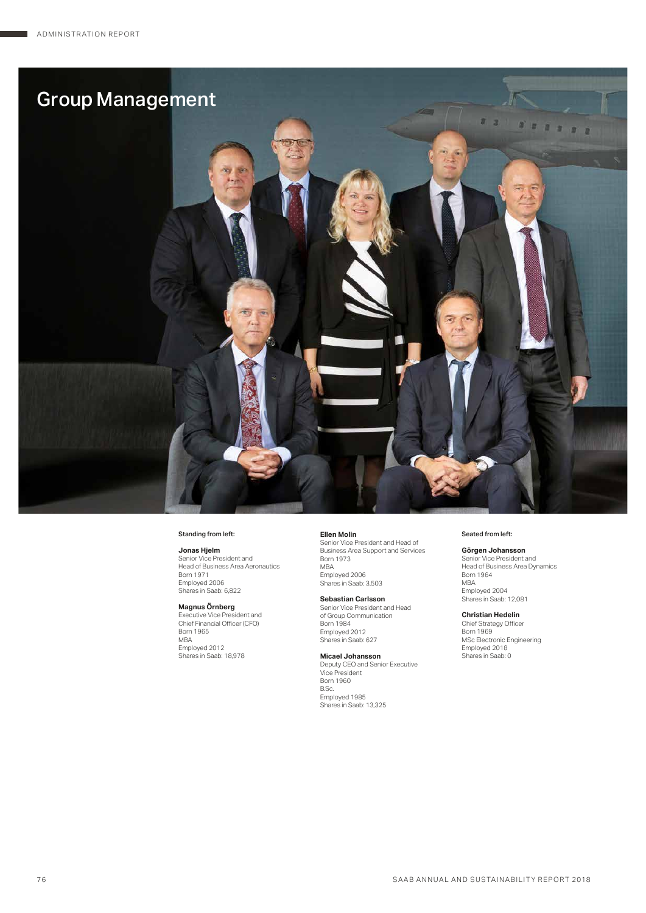# Group Management

Standing from left:

**Jonas Hjelm**
Senior Vice President and
Head of Business Area Aeronautics
Born 1971
Employed 2006
Shares in Saab: 6,822

**Magnus Örnberg**
Executive Vice President and
Chief Financial Officer (CFO)
Born 1965
MBA
Employed 2012
Shares in Saab: 18,978

**Ellen Molin**
Senior Vice President and Head of
Business Area Support and Services
Born 1973
MBA
Employed 2006
Shares in Saab: 3,503

**Sebastian Carlsson**
Senior Vice President and Head
of Group Communication
Born 1984
Employed 2012
Shares in Saab: 627

**Micael Johansson**
Deputy CEO and Senior Executive
Vice President
Born 1960
B.Sc.
Employed 1985
Shares in Saab: 13,325

Seated from left:

**Görgen Johansson**
Senior Vice President and
Head of Business Area Dynamics
Born 1964
MBA
Employed 2004
Shares in Saab: 12,081

**Christian Hedelin**
Chief Strategy Officer
Born 1969
MSc Electronic Engineering
Employed 2018
Shares in Saab: 0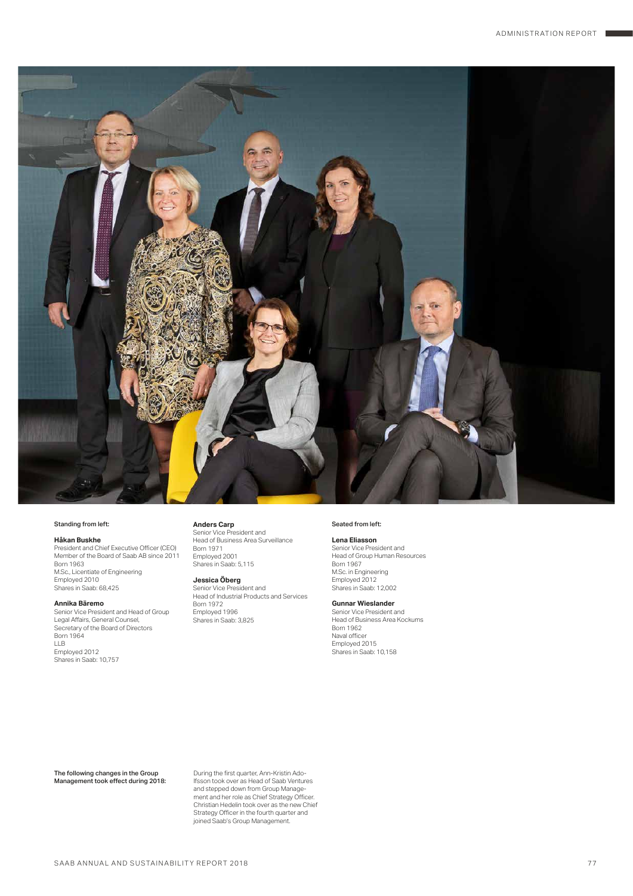Standing from left:

**Håkan Buskhe**
President and Chief Executive Officer (CEO)
Member of the Board of Saab AB since 2011
Born 1963
M.Sc., Licentiate of Engineering
Employed 2010
Shares in Saab: 68,425

**Annika Bäremo**
Senior Vice President and Head of Group Legal Affairs, General Counsel, Secretary of the Board of Directors
Born 1964
LLB
Employed 2012
Shares in Saab: 10,757

**Anders Carp**
Senior Vice President and Head of Business Area Surveillance
Born 1971
Employed 2001
Shares in Saab: 5,115

**Jessica Öberg**
Senior Vice President and Head of Industrial Products and Services
Born 1972
Employed 1996
Shares in Saab: 3,825

Seated from left:

**Lena Eliasson**
Senior Vice President and Head of Group Human Resources
Born 1967
M.Sc. in Engineering
Employed 2012
Shares in Saab: 12,002

**Gunnar Wieslander**
Senior Vice President and Head of Business Area Kockums
Born 1962
Naval officer
Employed 2015
Shares in Saab: 10,158

**The following changes in the Group Management took effect during 2018:**

During the first quarter, Ann-Kristin Adolfsson took over as Head of Saab Ventures and stepped down from Group Management and her role as Chief Strategy Officer. Christian Hedelin took over as the new Chief Strategy Officer in the fourth quarter and joined Saab's Group Management.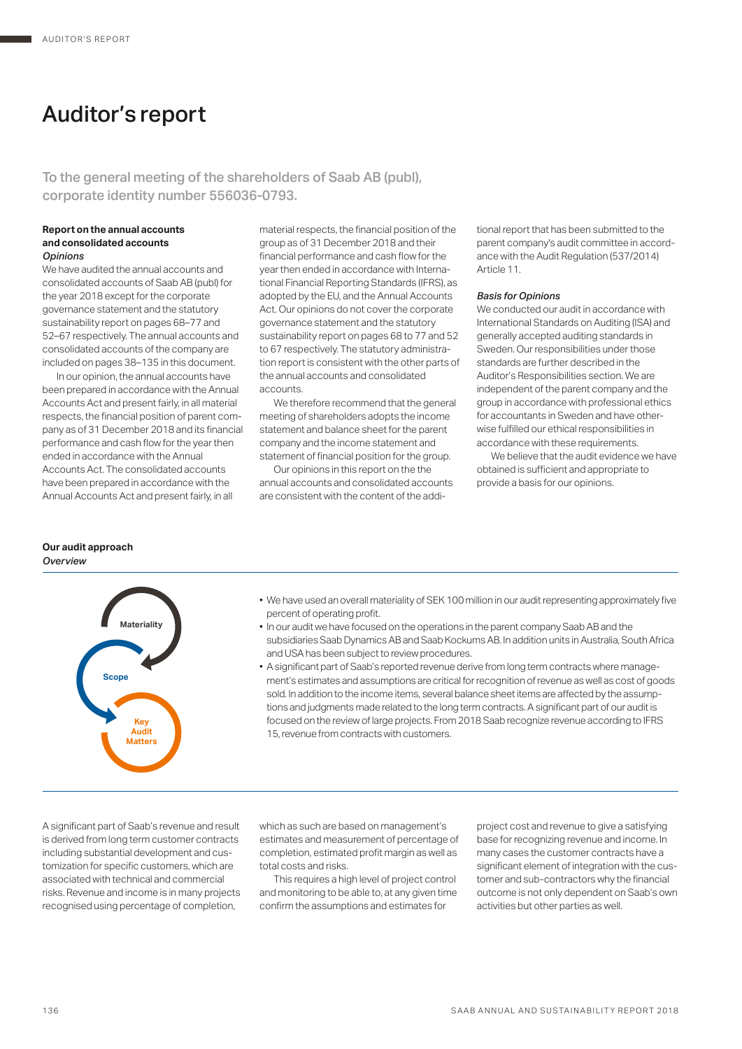# Auditor's report

## To the general meeting of the shareholders of Saab AB (publ), corporate identity number 556036-0793.

### Report on the annual accounts and consolidated accounts

*Opinions*

We have audited the annual accounts and consolidated accounts of Saab AB (publ) for the year 2018 except for the corporate governance statement and the statutory sustainability report on pages 68–77 and 52–67 respectively. The annual accounts and consolidated accounts of the company are included on pages 38–135 in this document.

In our opinion, the annual accounts have been prepared in accordance with the Annual Accounts Act and present fairly, in all material respects, the financial position of parent company as of 31 December 2018 and its financial performance and cash flow for the year then ended in accordance with the Annual Accounts Act. The consolidated accounts have been prepared in accordance with the Annual Accounts Act and present fairly, in all material respects, the financial position of the group as of 31 December 2018 and their financial performance and cash flow for the year then ended in accordance with International Financial Reporting Standards (IFRS), as adopted by the EU, and the Annual Accounts Act. Our opinions do not cover the corporate governance statement and the statutory sustainability report on pages 68 to 77 and 52 to 67 respectively. The statutory administration report is consistent with the other parts of the annual accounts and consolidated accounts.

We therefore recommend that the general meeting of shareholders adopts the income statement and balance sheet for the parent company and the income statement and statement of financial position for the group.

Our opinions in this report on the the annual accounts and consolidated accounts are consistent with the content of the additional report that has been submitted to the parent company's audit committee in accordance with the Audit Regulation (537/2014) Article 11.

*Basis for Opinions*

We conducted our audit in accordance with International Standards on Auditing (ISA) and generally accepted auditing standards in Sweden. Our responsibilities under those standards are further described in the Auditor's Responsibilities section. We are independent of the parent company and the group in accordance with professional ethics for accountants in Sweden and have otherwise fulfilled our ethical responsibilities in accordance with these requirements.

We believe that the audit evidence we have obtained is sufficient and appropriate to provide a basis for our opinions.

### Our audit approach

*Overview*

Materiality → Scope → Key Audit Matters

- We have used an overall materiality of SEK 100 million in our audit representing approximately five percent of operating profit.
- In our audit we have focused on the operations in the parent company Saab AB and the subsidiaries Saab Dynamics AB and Saab Kockums AB. In addition units in Australia, South Africa and USA has been subject to review procedures.
- A significant part of Saab's reported revenue derive from long term contracts where management's estimates and assumptions are critical for recognition of revenue as well as cost of goods sold. In addition to the income items, several balance sheet items are affected by the assumptions and judgments made related to the long term contracts. A significant part of our audit is focused on the review of large projects. From 2018 Saab recognize revenue according to IFRS 15, revenue from contracts with customers.

A significant part of Saab's revenue and result is derived from long term customer contracts including substantial development and customization for specific customers, which are associated with technical and commercial risks. Revenue and income is in many projects recognised using percentage of completion, which as such are based on management's estimates and measurement of percentage of completion, estimated profit margin as well as total costs and risks.

This requires a high level of project control and monitoring to be able to, at any given time confirm the assumptions and estimates for project cost and revenue to give a satisfying base for recognizing revenue and income. In many cases the customer contracts have a significant element of integration with the customer and sub-contractors why the financial outcome is not only dependent on Saab's own activities but other parties as well.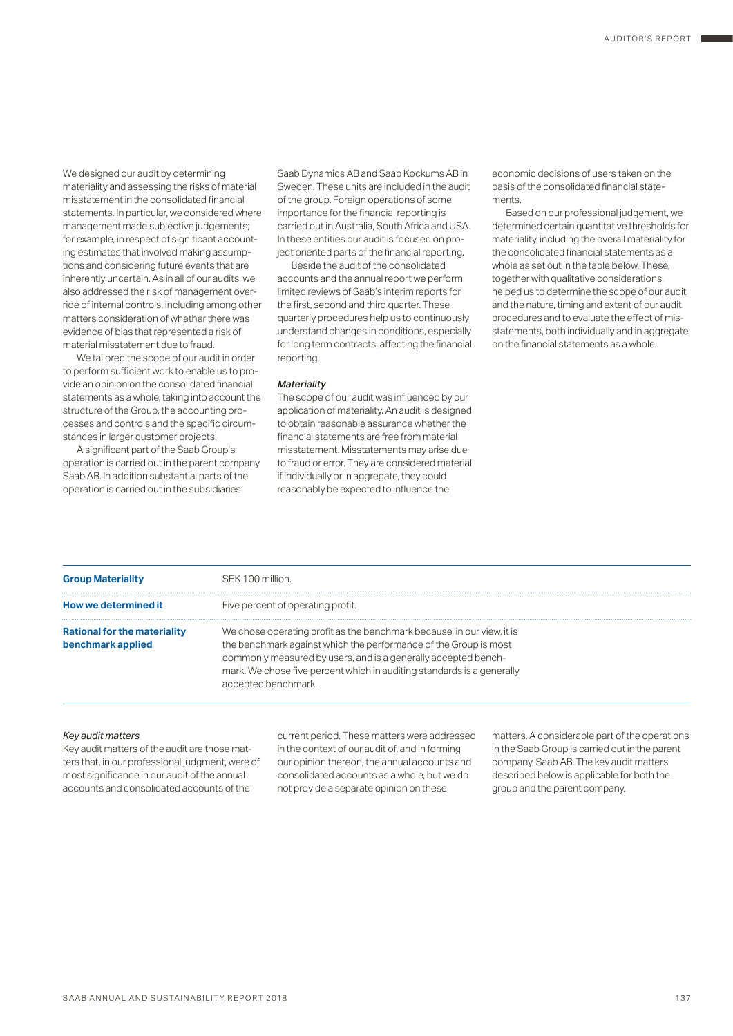We designed our audit by determining materiality and assessing the risks of material misstatement in the consolidated financial statements. In particular, we considered where management made subjective judgements; for example, in respect of significant accounting estimates that involved making assumptions and considering future events that are inherently uncertain. As in all of our audits, we also addressed the risk of management override of internal controls, including among other matters consideration of whether there was evidence of bias that represented a risk of material misstatement due to fraud.

We tailored the scope of our audit in order to perform sufficient work to enable us to provide an opinion on the consolidated financial statements as a whole, taking into account the structure of the Group, the accounting processes and controls and the specific circumstances in larger customer projects.

A significant part of the Saab Group's operation is carried out in the parent company Saab AB. In addition substantial parts of the operation is carried out in the subsidiaries Saab Dynamics AB and Saab Kockums AB in Sweden. These units are included in the audit of the group. Foreign operations of some importance for the financial reporting is carried out in Australia, South Africa and USA. In these entities our audit is focused on project oriented parts of the financial reporting.

Beside the audit of the consolidated accounts and the annual report we perform limited reviews of Saab's interim reports for the first, second and third quarter. These quarterly procedures help us to continuously understand changes in conditions, especially for long term contracts, affecting the financial reporting.

*Materiality*

The scope of our audit was influenced by our application of materiality. An audit is designed to obtain reasonable assurance whether the financial statements are free from material misstatement. Misstatements may arise due to fraud or error. They are considered material if individually or in aggregate, they could reasonably be expected to influence the economic decisions of users taken on the basis of the consolidated financial statements.

Based on our professional judgement, we determined certain quantitative thresholds for materiality, including the overall materiality for the consolidated financial statements as a whole as set out in the table below. These, together with qualitative considerations, helped us to determine the scope of our audit and the nature, timing and extent of our audit procedures and to evaluate the effect of misstatements, both individually and in aggregate on the financial statements as a whole.

| | |
|---|---|
| **Group Materiality** | SEK 100 million. |
| **How we determined it** | Five percent of operating profit. |
| **Rational for the materiality benchmark applied** | We chose operating profit as the benchmark because, in our view, it is the benchmark against which the performance of the Group is most commonly measured by users, and is a generally accepted benchmark. We chose five percent which in auditing standards is a generally accepted benchmark. |

*Key audit matters*

Key audit matters of the audit are those matters that, in our professional judgment, were of most significance in our audit of the annual accounts and consolidated accounts of the current period. These matters were addressed in the context of our audit of, and in forming our opinion thereon, the annual accounts and consolidated accounts as a whole, but we do not provide a separate opinion on these matters. A considerable part of the operations in the Saab Group is carried out in the parent company, Saab AB. The key audit matters described below is applicable for both the group and the parent company.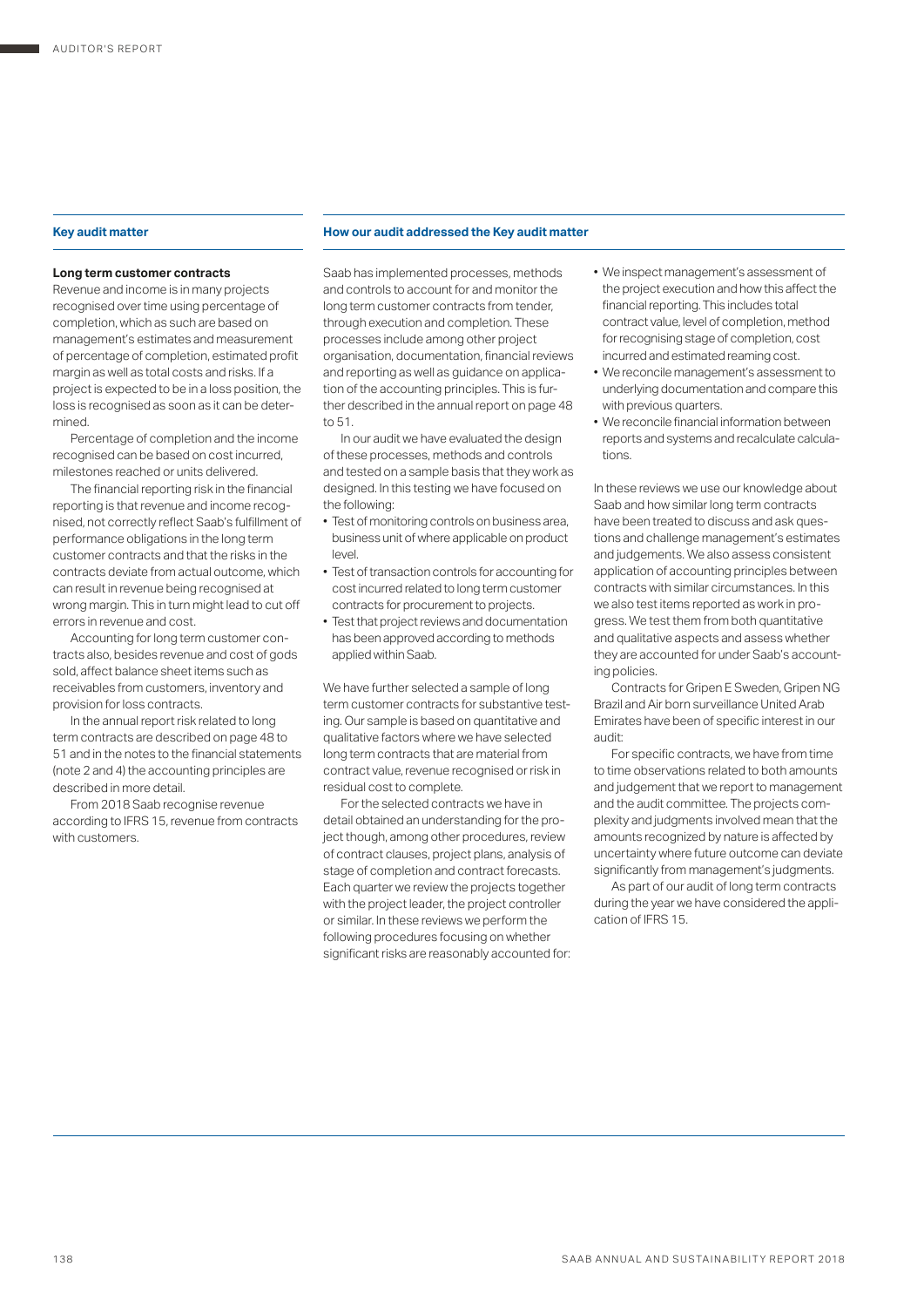| Key audit matter | How our audit addressed the Key audit matter |
| --- | --- |

**Long term customer contracts**

Revenue and income is in many projects recognised over time using percentage of completion, which as such are based on management's estimates and measurement of percentage of completion, estimated profit margin as well as total costs and risks. If a project is expected to be in a loss position, the loss is recognised as soon as it can be determined.

Percentage of completion and the income recognised can be based on cost incurred, milestones reached or units delivered.

The financial reporting risk in the financial reporting is that revenue and income recognised, not correctly reflect Saab's fulfillment of performance obligations in the long term customer contracts and that the risks in the contracts deviate from actual outcome, which can result in revenue being recognised at wrong margin. This in turn might lead to cut off errors in revenue and cost.

Accounting for long term customer contracts also, besides revenue and cost of gods sold, affect balance sheet items such as receivables from customers, inventory and provision for loss contracts.

In the annual report risk related to long term contracts are described on page 48 to 51 and in the notes to the financial statements (note 2 and 4) the accounting principles are described in more detail.

From 2018 Saab recognise revenue according to IFRS 15, revenue from contracts with customers.

Saab has implemented processes, methods and controls to account for and monitor the long term customer contracts from tender, through execution and completion. These processes include among other project organisation, documentation, financial reviews and reporting as well as guidance on application of the accounting principles. This is further described in the annual report on page 48 to 51.

In our audit we have evaluated the design of these processes, methods and controls and tested on a sample basis that they work as designed. In this testing we have focused on the following:

- Test of monitoring controls on business area, business unit of where applicable on product level.
- Test of transaction controls for accounting for cost incurred related to long term customer contracts for procurement to projects.
- Test that project reviews and documentation has been approved according to methods applied within Saab.

We have further selected a sample of long term customer contracts for substantive testing. Our sample is based on quantitative and qualitative factors where we have selected long term contracts that are material from contract value, revenue recognised or risk in residual cost to complete.

For the selected contracts we have in detail obtained an understanding for the project though, among other procedures, review of contract clauses, project plans, analysis of stage of completion and contract forecasts. Each quarter we review the projects together with the project leader, the project controller or similar. In these reviews we perform the following procedures focusing on whether significant risks are reasonably accounted for:

- We inspect management's assessment of the project execution and how this affect the financial reporting. This includes total contract value, level of completion, method for recognising stage of completion, cost incurred and estimated reaming cost.
- We reconcile management's assessment to underlying documentation and compare this with previous quarters.
- We reconcile financial information between reports and systems and recalculate calculations.

In these reviews we use our knowledge about Saab and how similar long term contracts have been treated to discuss and ask questions and challenge management's estimates and judgements. We also assess consistent application of accounting principles between contracts with similar circumstances. In this we also test items reported as work in progress. We test them from both quantitative and qualitative aspects and assess whether they are accounted for under Saab's accounting policies.

Contracts for Gripen E Sweden, Gripen NG Brazil and Air born surveillance United Arab Emirates have been of specific interest in our audit:

For specific contracts, we have from time to time observations related to both amounts and judgement that we report to management and the audit committee. The projects complexity and judgments involved mean that the amounts recognized by nature is affected by uncertainty where future outcome can deviate significantly from management's judgments.

As part of our audit of long term contracts during the year we have considered the application of IFRS 15.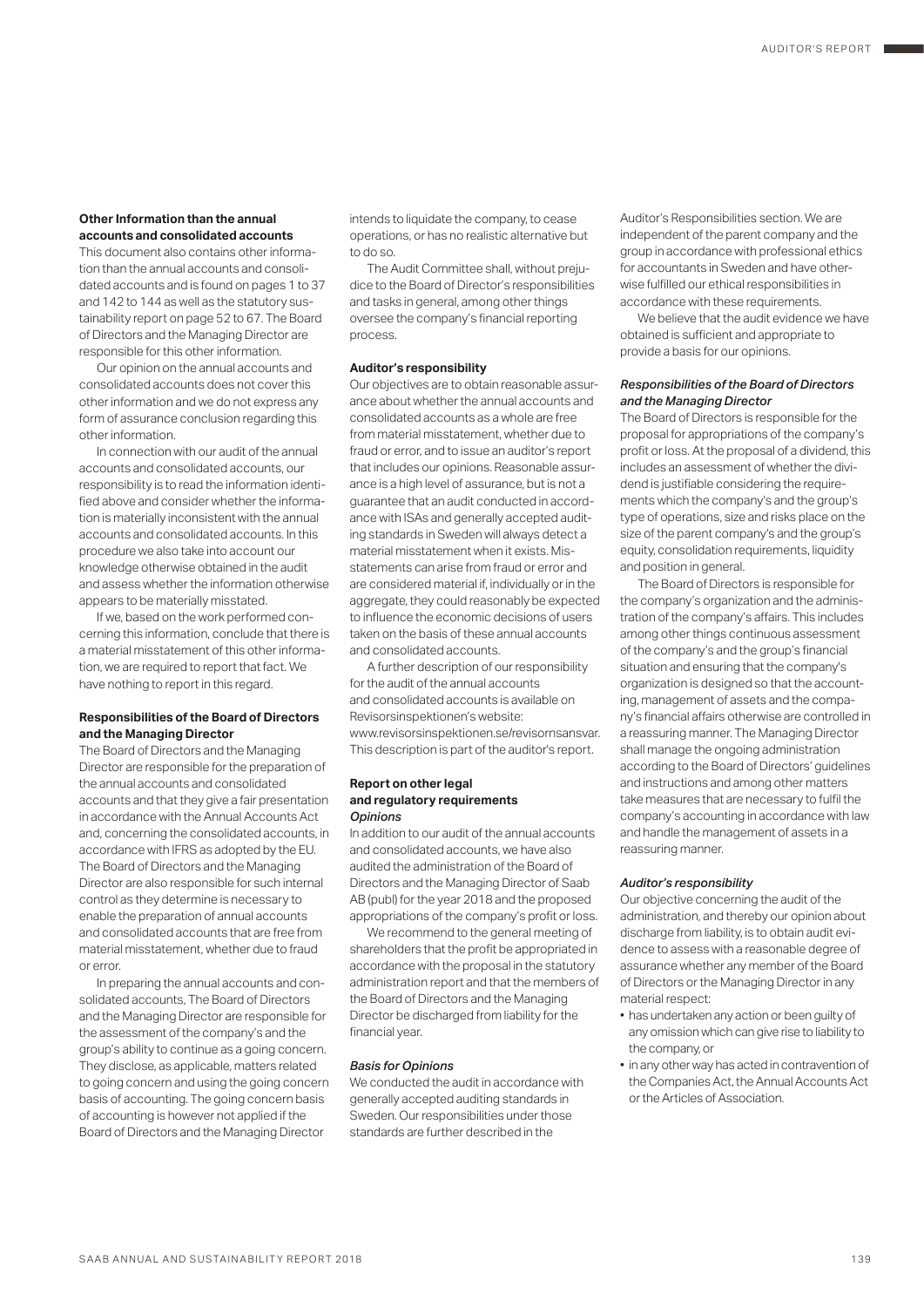**Other Information than the annual accounts and consolidated accounts**

This document also contains other information than the annual accounts and consolidated accounts and is found on pages 1 to 37 and 142 to 144 as well as the statutory sustainability report on page 52 to 67. The Board of Directors and the Managing Director are responsible for this other information.

Our opinion on the annual accounts and consolidated accounts does not cover this other information and we do not express any form of assurance conclusion regarding this other information.

In connection with our audit of the annual accounts and consolidated accounts, our responsibility is to read the information identified above and consider whether the information is materially inconsistent with the annual accounts and consolidated accounts. In this procedure we also take into account our knowledge otherwise obtained in the audit and assess whether the information otherwise appears to be materially misstated.

If we, based on the work performed concerning this information, conclude that there is a material misstatement of this other information, we are required to report that fact. We have nothing to report in this regard.

**Responsibilities of the Board of Directors and the Managing Director**

The Board of Directors and the Managing Director are responsible for the preparation of the annual accounts and consolidated accounts and that they give a fair presentation in accordance with the Annual Accounts Act and, concerning the consolidated accounts, in accordance with IFRS as adopted by the EU. The Board of Directors and the Managing Director are also responsible for such internal control as they determine is necessary to enable the preparation of annual accounts and consolidated accounts that are free from material misstatement, whether due to fraud or error.

In preparing the annual accounts and consolidated accounts, The Board of Directors and the Managing Director are responsible for the assessment of the company's and the group's ability to continue as a going concern. They disclose, as applicable, matters related to going concern and using the going concern basis of accounting. The going concern basis of accounting is however not applied if the Board of Directors and the Managing Director intends to liquidate the company, to cease operations, or has no realistic alternative but to do so.

The Audit Committee shall, without prejudice to the Board of Director's responsibilities and tasks in general, among other things oversee the company's financial reporting process.

**Auditor's responsibility**

Our objectives are to obtain reasonable assurance about whether the annual accounts and consolidated accounts as a whole are free from material misstatement, whether due to fraud or error, and to issue an auditor's report that includes our opinions. Reasonable assurance is a high level of assurance, but is not a guarantee that an audit conducted in accordance with ISAs and generally accepted auditing standards in Sweden will always detect a material misstatement when it exists. Misstatements can arise from fraud or error and are considered material if, individually or in the aggregate, they could reasonably be expected to influence the economic decisions of users taken on the basis of these annual accounts and consolidated accounts.

A further description of our responsibility for the audit of the annual accounts and consolidated accounts is available on Revisorsinspektionen's website: www.revisorsinspektionen.se/revisornsansvar. This description is part of the auditor's report.

**Report on other legal and regulatory requirements**

***Opinions***

In addition to our audit of the annual accounts and consolidated accounts, we have also audited the administration of the Board of Directors and the Managing Director of Saab AB (publ) for the year 2018 and the proposed appropriations of the company's profit or loss.

We recommend to the general meeting of shareholders that the profit be appropriated in accordance with the proposal in the statutory administration report and that the members of the Board of Directors and the Managing Director be discharged from liability for the financial year.

***Basis for Opinions***

We conducted the audit in accordance with generally accepted auditing standards in Sweden. Our responsibilities under those standards are further described in the Auditor's Responsibilities section. We are independent of the parent company and the group in accordance with professional ethics for accountants in Sweden and have otherwise fulfilled our ethical responsibilities in accordance with these requirements.

We believe that the audit evidence we have obtained is sufficient and appropriate to provide a basis for our opinions.

***Responsibilities of the Board of Directors and the Managing Director***

The Board of Directors is responsible for the proposal for appropriations of the company's profit or loss. At the proposal of a dividend, this includes an assessment of whether the dividend is justifiable considering the requirements which the company's and the group's type of operations, size and risks place on the size of the parent company's and the group's equity, consolidation requirements, liquidity and position in general.

The Board of Directors is responsible for the company's organization and the administration of the company's affairs. This includes among other things continuous assessment of the company's and the group's financial situation and ensuring that the company's organization is designed so that the accounting, management of assets and the company's financial affairs otherwise are controlled in a reassuring manner. The Managing Director shall manage the ongoing administration according to the Board of Directors' guidelines and instructions and among other matters take measures that are necessary to fulfil the company's accounting in accordance with law and handle the management of assets in a reassuring manner.

***Auditor's responsibility***

Our objective concerning the audit of the administration, and thereby our opinion about discharge from liability, is to obtain audit evidence to assess with a reasonable degree of assurance whether any member of the Board of Directors or the Managing Director in any material respect:

- has undertaken any action or been guilty of any omission which can give rise to liability to the company, or
- in any other way has acted in contravention of the Companies Act, the Annual Accounts Act or the Articles of Association.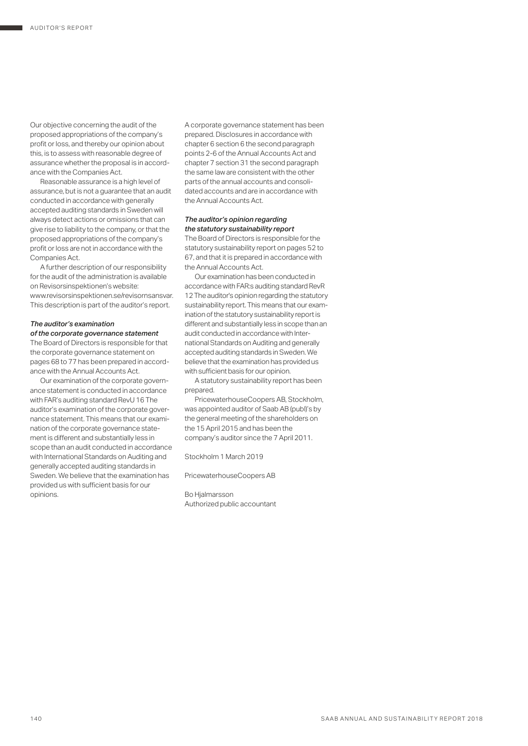Our objective concerning the audit of the proposed appropriations of the company's profit or loss, and thereby our opinion about this, is to assess with reasonable degree of assurance whether the proposal is in accordance with the Companies Act.

Reasonable assurance is a high level of assurance, but is not a guarantee that an audit conducted in accordance with generally accepted auditing standards in Sweden will always detect actions or omissions that can give rise to liability to the company, or that the proposed appropriations of the company's profit or loss are not in accordance with the Companies Act.

A further description of our responsibility for the audit of the administration is available on Revisorsinspektionen's website: www.revisorsinspektionen.se/revisornsansvar. This description is part of the auditor's report.

### *The auditor's examination of the corporate governance statement*

The Board of Directors is responsible for that the corporate governance statement on pages 68 to 77 has been prepared in accordance with the Annual Accounts Act.

Our examination of the corporate governance statement is conducted in accordance with FAR's auditing standard RevU 16 The auditor's examination of the corporate governance statement. This means that our examination of the corporate governance statement is different and substantially less in scope than an audit conducted in accordance with International Standards on Auditing and generally accepted auditing standards in Sweden. We believe that the examination has provided us with sufficient basis for our opinions.

A corporate governance statement has been prepared. Disclosures in accordance with chapter 6 section 6 the second paragraph points 2-6 of the Annual Accounts Act and chapter 7 section 31 the second paragraph the same law are consistent with the other parts of the annual accounts and consolidated accounts and are in accordance with the Annual Accounts Act.

### *The auditor's opinion regarding the statutory sustainability report*

The Board of Directors is responsible for the statutory sustainability report on pages 52 to 67, and that it is prepared in accordance with the Annual Accounts Act.

Our examination has been conducted in accordance with FAR:s auditing standard RevR 12 The auditor's opinion regarding the statutory sustainability report. This means that our examination of the statutory sustainability report is different and substantially less in scope than an audit conducted in accordance with International Standards on Auditing and generally accepted auditing standards in Sweden. We believe that the examination has provided us with sufficient basis for our opinion.

A statutory sustainability report has been prepared.

PricewaterhouseCoopers AB, Stockholm, was appointed auditor of Saab AB (publ)'s by the general meeting of the shareholders on the 15 April 2015 and has been the company's auditor since the 7 April 2011.

Stockholm 1 March 2019

PricewaterhouseCoopers AB

Bo Hjalmarsson
Authorized public accountant